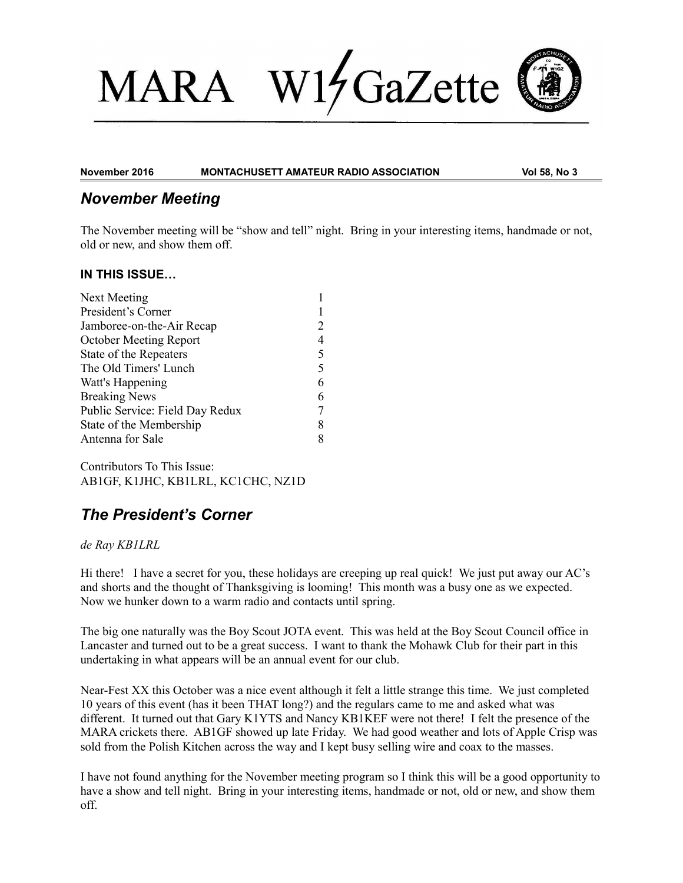# MARA W1GaZette

**November 2016 MONTACHUSETT AMATEUR RADIO ASSOCIATION Vol 58, No 3**

## *November Meeting*

The November meeting will be "show and tell" night. Bring in your interesting items, handmade or not, old or new, and show them off.

### IN THIS ISSUE…

| | |
|---|---|
| Next Meeting | 1 |
| President's Corner | 1 |
| Jamboree-on-the-Air Recap | 2 |
| October Meeting Report | 4 |
| State of the Repeaters | 5 |
| The Old Timers' Lunch | 5 |
| Watt's Happening | 6 |
| Breaking News | 6 |
| Public Service: Field Day Redux | 7 |
| State of the Membership | 8 |
| Antenna for Sale | 8 |

Contributors To This Issue:
AB1GF, K1JHC, KB1LRL, KC1CHC, NZ1D

## *The President's Corner*

*de Ray KB1LRL*

Hi there! I have a secret for you, these holidays are creeping up real quick! We just put away our AC's and shorts and the thought of Thanksgiving is looming! This month was a busy one as we expected. Now we hunker down to a warm radio and contacts until spring.

The big one naturally was the Boy Scout JOTA event. This was held at the Boy Scout Council office in Lancaster and turned out to be a great success. I want to thank the Mohawk Club for their part in this undertaking in what appears will be an annual event for our club.

Near-Fest XX this October was a nice event although it felt a little strange this time. We just completed 10 years of this event (has it been THAT long?) and the regulars came to me and asked what was different. It turned out that Gary K1YTS and Nancy KB1KEF were not there! I felt the presence of the MARA crickets there. AB1GF showed up late Friday. We had good weather and lots of Apple Crisp was sold from the Polish Kitchen across the way and I kept busy selling wire and coax to the masses.

I have not found anything for the November meeting program so I think this will be a good opportunity to have a show and tell night. Bring in your interesting items, handmade or not, old or new, and show them off.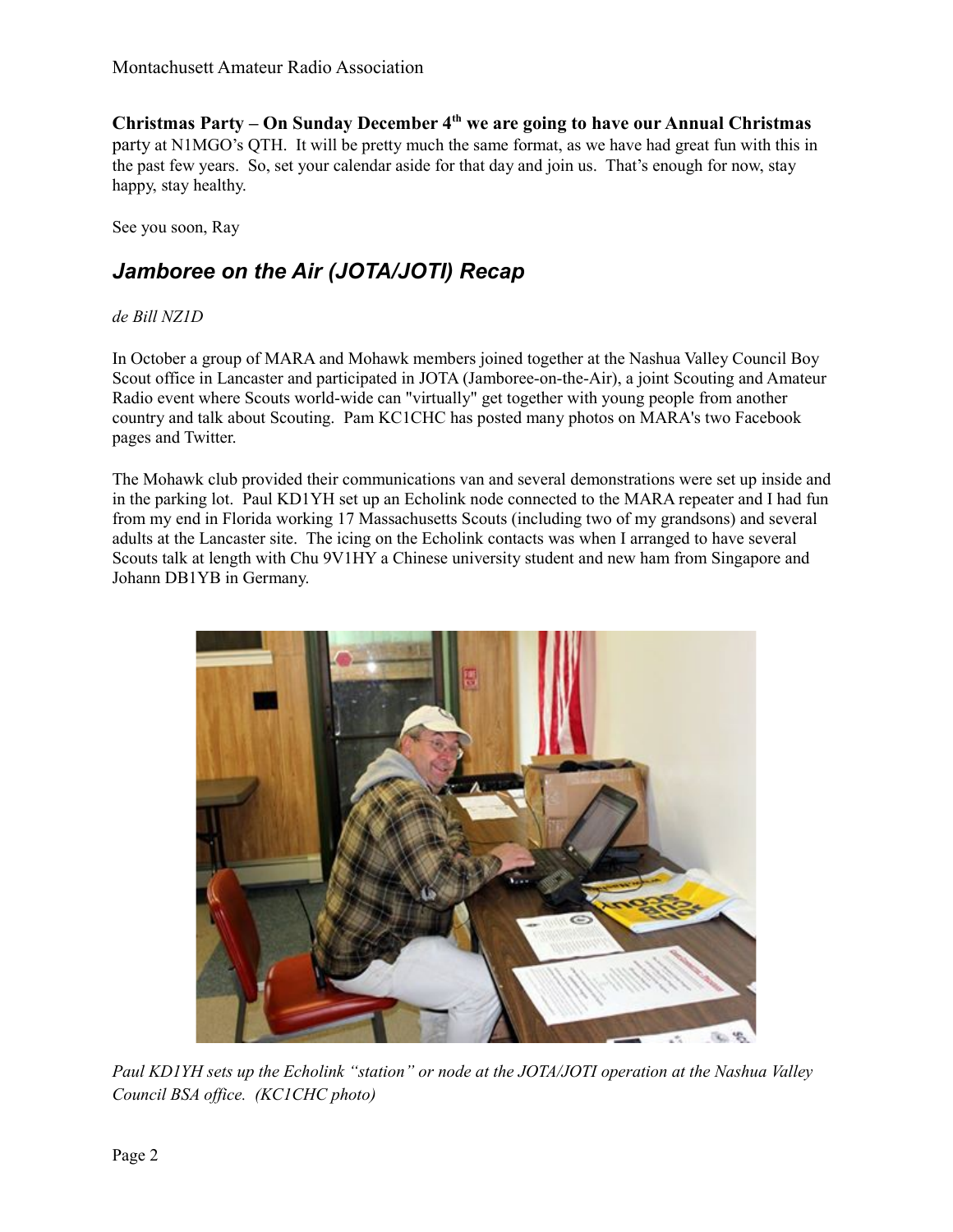**Christmas Party – On Sunday December 4th we are going to have our Annual Christmas** party at N1MGO's QTH. It will be pretty much the same format, as we have had great fun with this in the past few years. So, set your calendar aside for that day and join us. That's enough for now, stay happy, stay healthy.

See you soon, Ray

## *Jamboree on the Air (JOTA/JOTI) Recap*

*de Bill NZ1D*

In October a group of MARA and Mohawk members joined together at the Nashua Valley Council Boy Scout office in Lancaster and participated in JOTA (Jamboree-on-the-Air), a joint Scouting and Amateur Radio event where Scouts world-wide can "virtually" get together with young people from another country and talk about Scouting. Pam KC1CHC has posted many photos on MARA's two Facebook pages and Twitter.

The Mohawk club provided their communications van and several demonstrations were set up inside and in the parking lot. Paul KD1YH set up an Echolink node connected to the MARA repeater and I had fun from my end in Florida working 17 Massachusetts Scouts (including two of my grandsons) and several adults at the Lancaster site. The icing on the Echolink contacts was when I arranged to have several Scouts talk at length with Chu 9V1HY a Chinese university student and new ham from Singapore and Johann DB1YB in Germany.

*Paul KD1YH sets up the Echolink "station" or node at the JOTA/JOTI operation at the Nashua Valley Council BSA office. (KC1CHC photo)*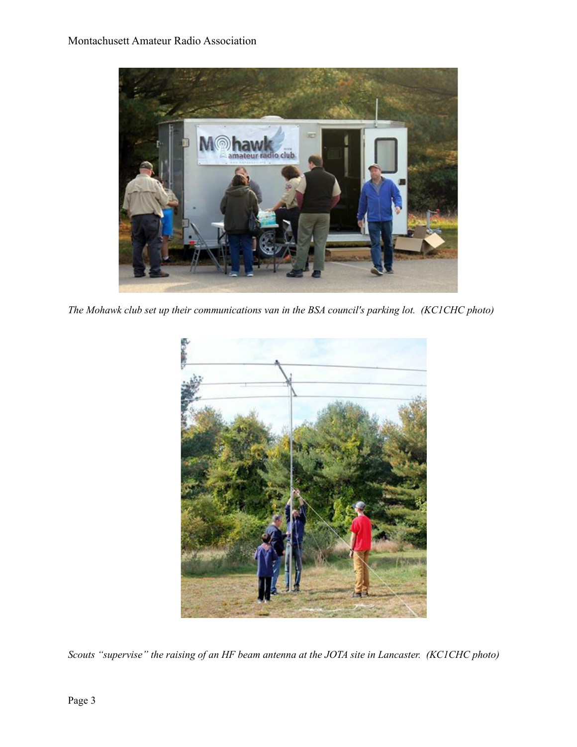*The Mohawk club set up their communications van in the BSA council's parking lot. (KC1CHC photo)*

*Scouts "supervise" the raising of an HF beam antenna at the JOTA site in Lancaster. (KC1CHC photo)*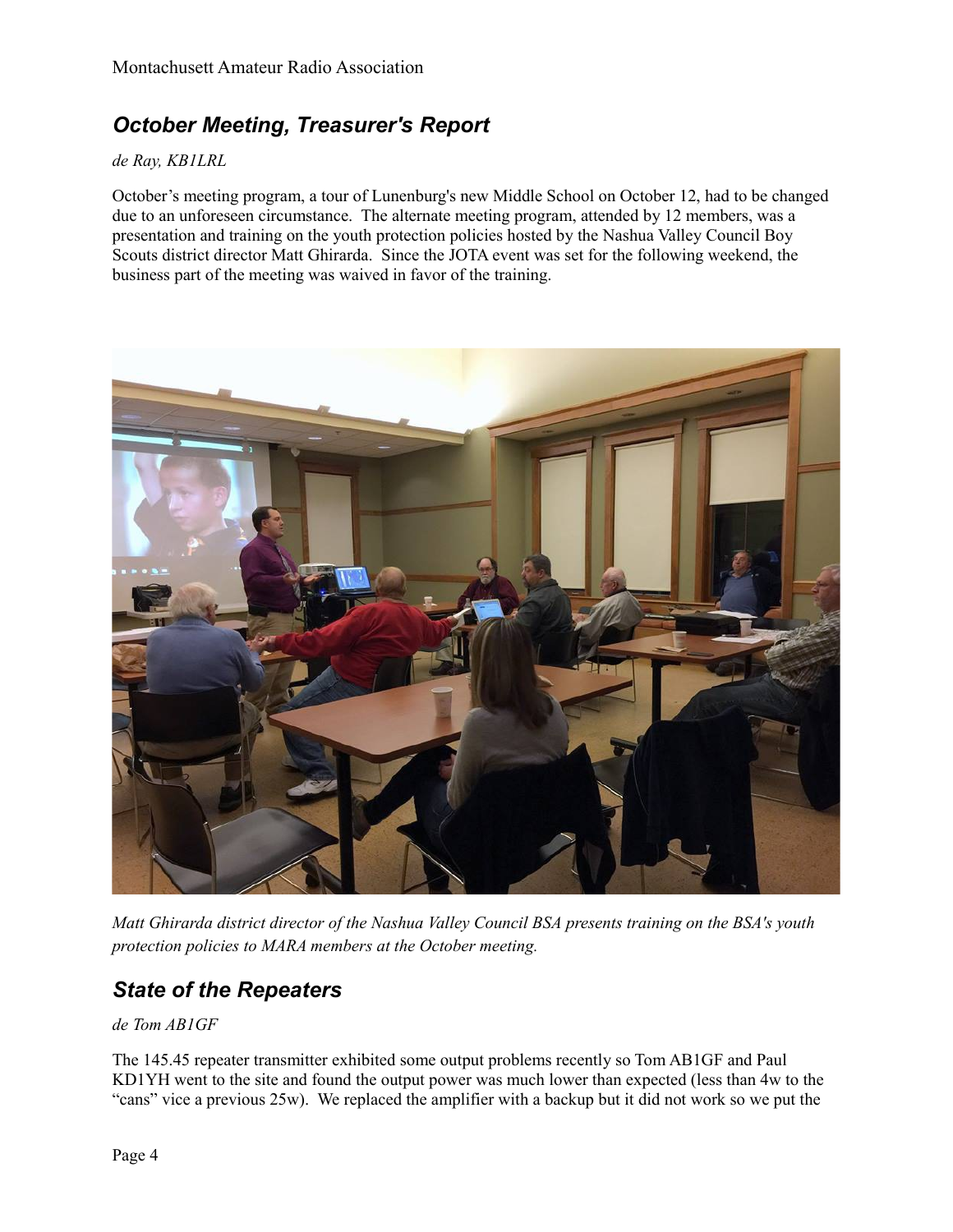## *October Meeting, Treasurer's Report*

*de Ray, KB1LRL*

October's meeting program, a tour of Lunenburg's new Middle School on October 12, had to be changed due to an unforeseen circumstance. The alternate meeting program, attended by 12 members, was a presentation and training on the youth protection policies hosted by the Nashua Valley Council Boy Scouts district director Matt Ghirarda. Since the JOTA event was set for the following weekend, the business part of the meeting was waived in favor of the training.

*Matt Ghirarda district director of the Nashua Valley Council BSA presents training on the BSA's youth protection policies to MARA members at the October meeting.*

## *State of the Repeaters*

*de Tom AB1GF*

The 145.45 repeater transmitter exhibited some output problems recently so Tom AB1GF and Paul KD1YH went to the site and found the output power was much lower than expected (less than 4w to the "cans" vice a previous 25w). We replaced the amplifier with a backup but it did not work so we put the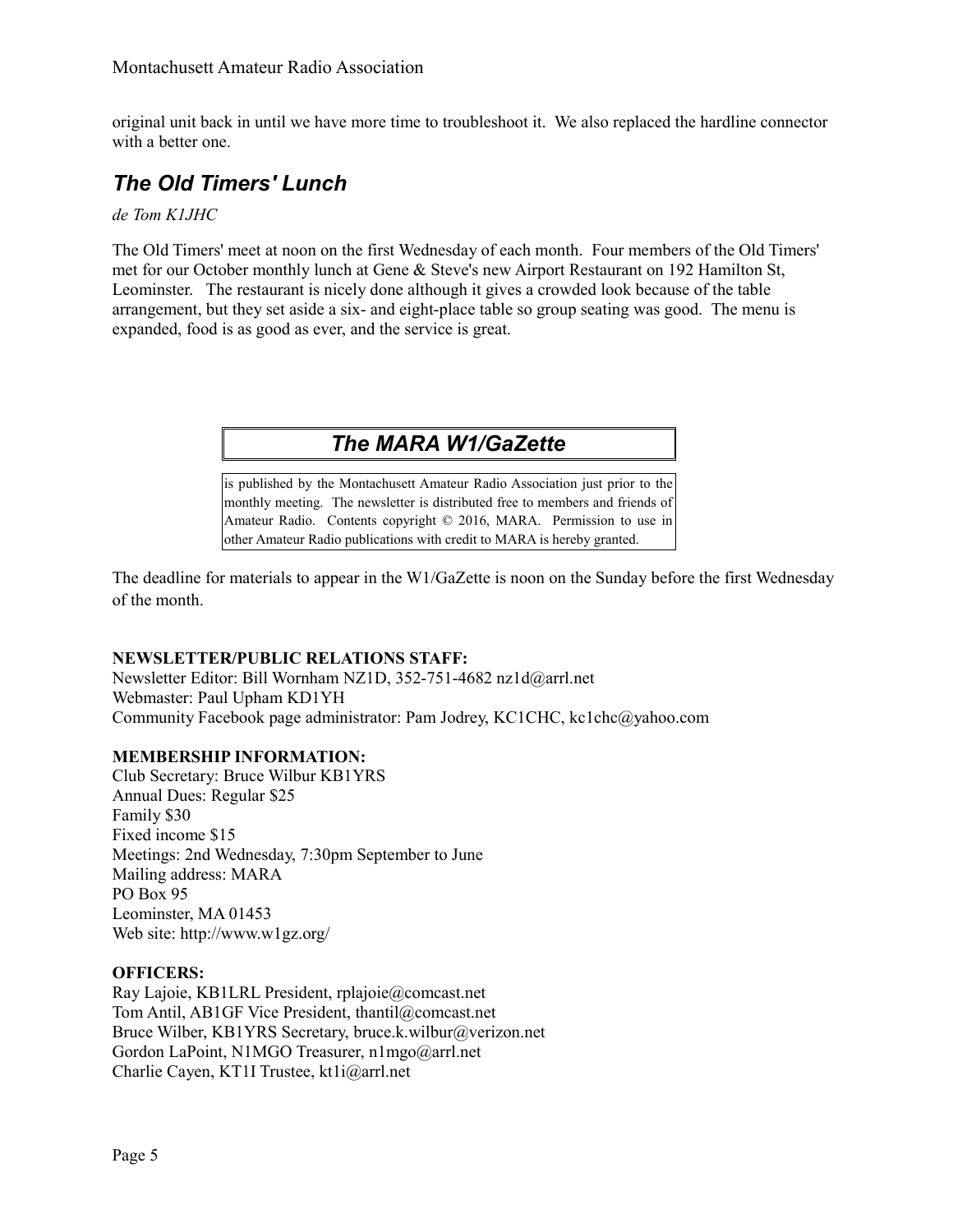original unit back in until we have more time to troubleshoot it. We also replaced the hardline connector with a better one.

## *The Old Timers' Lunch*

*de Tom K1JHC*

The Old Timers' meet at noon on the first Wednesday of each month. Four members of the Old Timers' met for our October monthly lunch at Gene & Steve's new Airport Restaurant on 192 Hamilton St, Leominster. The restaurant is nicely done although it gives a crowded look because of the table arrangement, but they set aside a six- and eight-place table so group seating was good. The menu is expanded, food is as good as ever, and the service is great.

## *The MARA W1/GaZette*

is published by the Montachusett Amateur Radio Association just prior to the monthly meeting. The newsletter is distributed free to members and friends of Amateur Radio. Contents copyright © 2016, MARA. Permission to use in other Amateur Radio publications with credit to MARA is hereby granted.

The deadline for materials to appear in the W1/GaZette is noon on the Sunday before the first Wednesday of the month.

**NEWSLETTER/PUBLIC RELATIONS STAFF:**
Newsletter Editor: Bill Wornham NZ1D, 352-751-4682 nz1d@arrl.net
Webmaster: Paul Upham KD1YH
Community Facebook page administrator: Pam Jodrey, KC1CHC, kc1chc@yahoo.com

**MEMBERSHIP INFORMATION:**
Club Secretary: Bruce Wilbur KB1YRS
Annual Dues: Regular $25
Family $30
Fixed income $15
Meetings: 2nd Wednesday, 7:30pm September to June
Mailing address: MARA
PO Box 95
Leominster, MA 01453
Web site: http://www.w1gz.org/

**OFFICERS:**
Ray Lajoie, KB1LRL President, rplajoie@comcast.net
Tom Antil, AB1GF Vice President, thantil@comcast.net
Bruce Wilber, KB1YRS Secretary, bruce.k.wilbur@verizon.net
Gordon LaPoint, N1MGO Treasurer, n1mgo@arrl.net
Charlie Cayen, KT1I Trustee, kt1i@arrl.net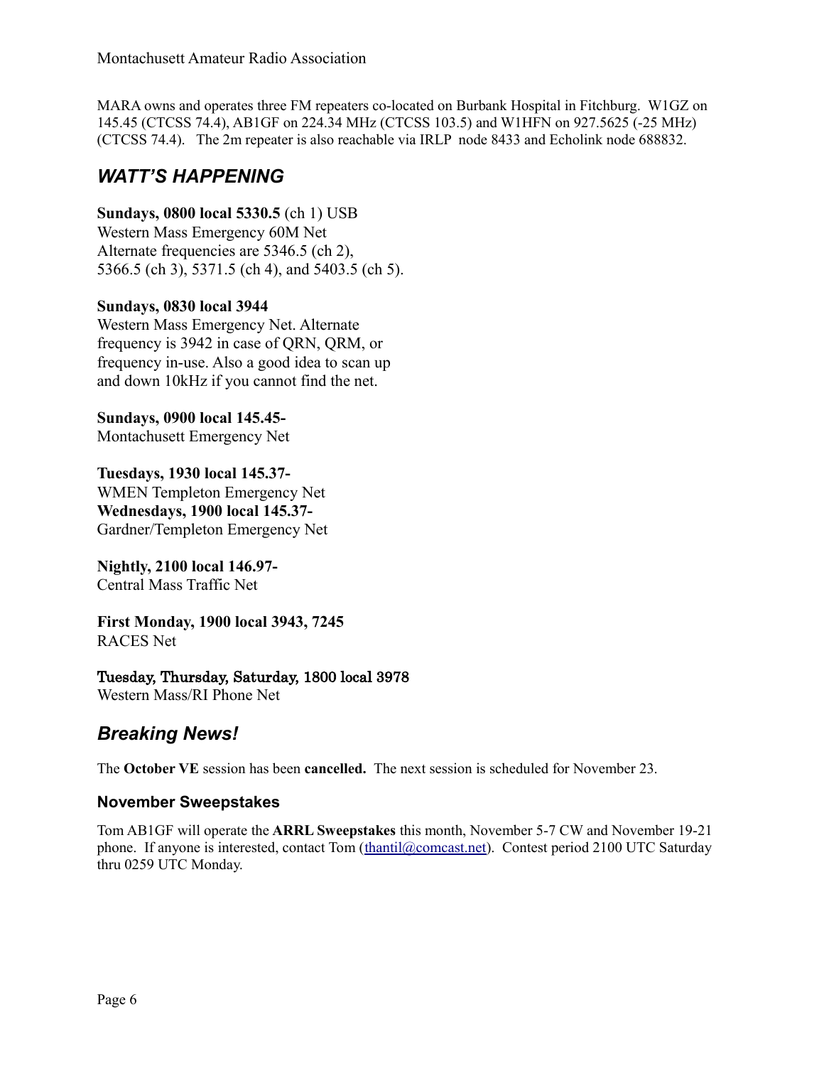MARA owns and operates three FM repeaters co-located on Burbank Hospital in Fitchburg. W1GZ on 145.45 (CTCSS 74.4), AB1GF on 224.34 MHz (CTCSS 103.5) and W1HFN on 927.5625 (-25 MHz) (CTCSS 74.4). The 2m repeater is also reachable via IRLP node 8433 and Echolink node 688832.

## *WATT'S HAPPENING*

**Sundays, 0800 local 5330.5** (ch 1) USB
Western Mass Emergency 60M Net
Alternate frequencies are 5346.5 (ch 2), 5366.5 (ch 3), 5371.5 (ch 4), and 5403.5 (ch 5).

**Sundays, 0830 local 3944**
Western Mass Emergency Net. Alternate frequency is 3942 in case of QRN, QRM, or frequency in-use. Also a good idea to scan up and down 10kHz if you cannot find the net.

**Sundays, 0900 local 145.45-**
Montachusett Emergency Net

**Tuesdays, 1930 local 145.37-**
WMEN Templeton Emergency Net
**Wednesdays, 1900 local 145.37-**
Gardner/Templeton Emergency Net

**Nightly, 2100 local 146.97-**
Central Mass Traffic Net

**First Monday, 1900 local 3943, 7245**
RACES Net

**Tuesday, Thursday, Saturday, 1800 local 3978**
Western Mass/RI Phone Net

## *Breaking News!*

The **October VE** session has been **cancelled.** The next session is scheduled for November 23.

### November Sweepstakes

Tom AB1GF will operate the **ARRL Sweepstakes** this month, November 5-7 CW and November 19-21 phone. If anyone is interested, contact Tom (thantil@comcast.net). Contest period 2100 UTC Saturday thru 0259 UTC Monday.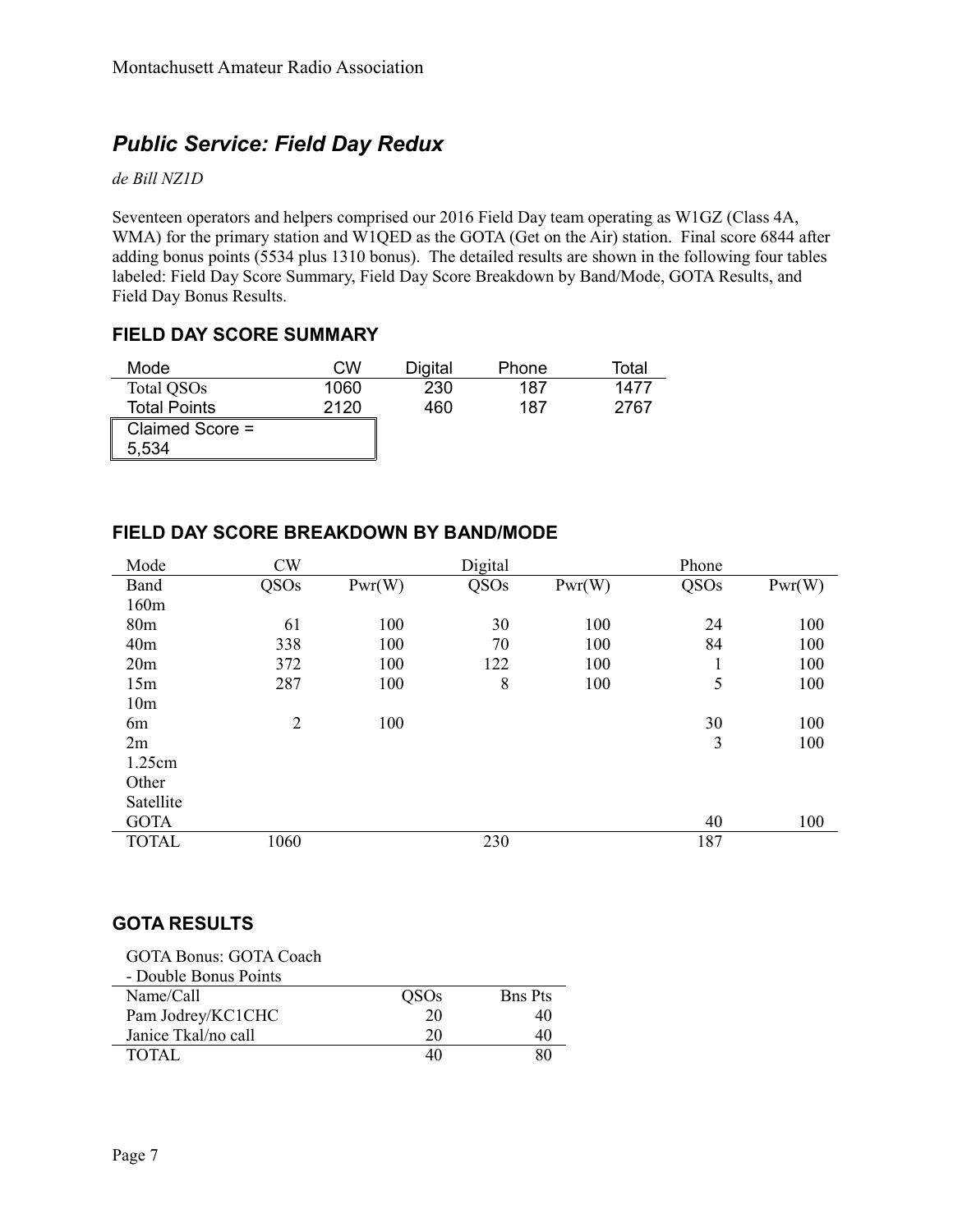## *Public Service: Field Day Redux*

*de Bill NZ1D*

Seventeen operators and helpers comprised our 2016 Field Day team operating as W1GZ (Class 4A, WMA) for the primary station and W1QED as the GOTA (Get on the Air) station. Final score 6844 after adding bonus points (5534 plus 1310 bonus). The detailed results are shown in the following four tables labeled: Field Day Score Summary, Field Day Score Breakdown by Band/Mode, GOTA Results, and Field Day Bonus Results.

### FIELD DAY SCORE SUMMARY

| Mode | CW | Digital | Phone | Total |
|---|---|---|---|---|
| Total QSOs | 1060 | 230 | 187 | 1477 |
| Total Points | 2120 | 460 | 187 | 2767 |
| Claimed Score = 5,534 | | | | |

### FIELD DAY SCORE BREAKDOWN BY BAND/MODE

| Mode | CW | | Digital | | Phone | |
|---|---|---|---|---|---|---|
| Band | QSOs | Pwr(W) | QSOs | Pwr(W) | QSOs | Pwr(W) |
| 160m | | | | | | |
| 80m | 61 | 100 | 30 | 100 | 24 | 100 |
| 40m | 338 | 100 | 70 | 100 | 84 | 100 |
| 20m | 372 | 100 | 122 | 100 | 1 | 100 |
| 15m | 287 | 100 | 8 | 100 | 5 | 100 |
| 10m | | | | | | |
| 6m | 2 | 100 | | | 30 | 100 |
| 2m | | | | | 3 | 100 |
| 1.25cm | | | | | | |
| Other | | | | | | |
| Satellite | | | | | | |
| GOTA | | | | | 40 | 100 |
| TOTAL | 1060 | | 230 | | 187 | |

### GOTA RESULTS

GOTA Bonus: GOTA Coach - Double Bonus Points

| Name/Call | QSOs | Bns Pts |
|---|---|---|
| Pam Jodrey/KC1CHC | 20 | 40 |
| Janice Tkal/no call | 20 | 40 |
| TOTAL | 40 | 80 |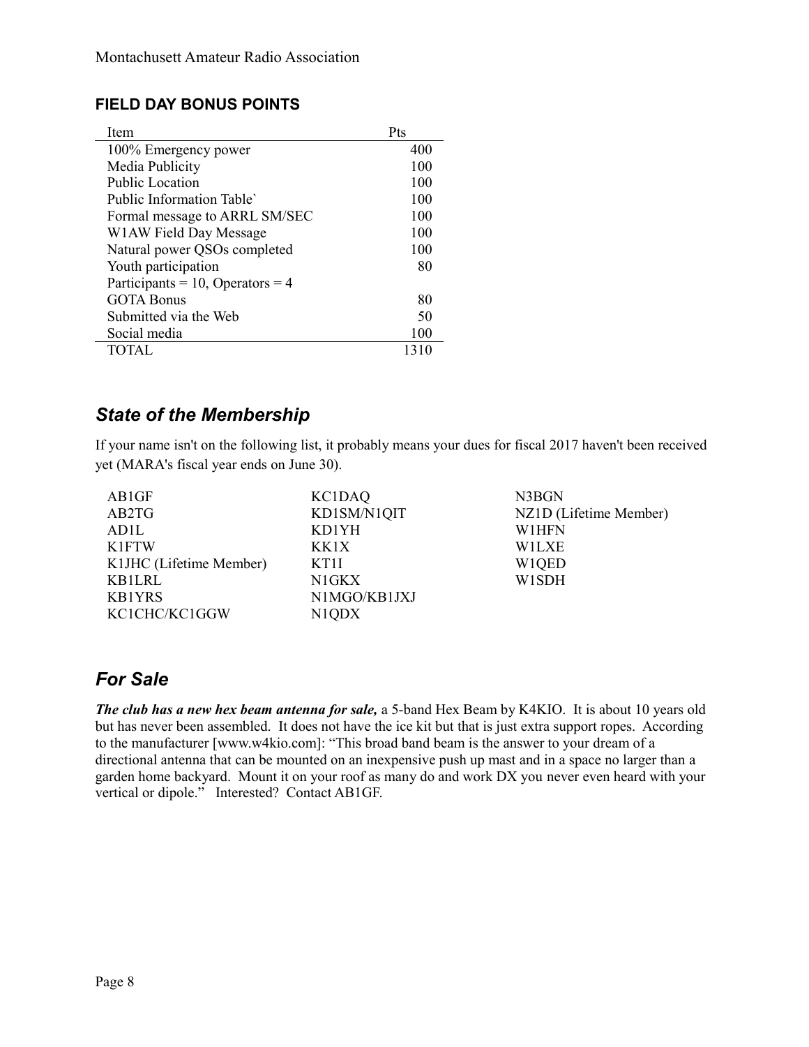## FIELD DAY BONUS POINTS

| Item | Pts |
|---|---|
| 100% Emergency power | 400 |
| Media Publicity | 100 |
| Public Location | 100 |
| Public Information Table` | 100 |
| Formal message to ARRL SM/SEC | 100 |
| W1AW Field Day Message | 100 |
| Natural power QSOs completed | 100 |
| Youth participation | 80 |
| Participants = 10, Operators = 4 | |
| GOTA Bonus | 80 |
| Submitted via the Web | 50 |
| Social media | 100 |
| TOTAL | 1310 |

## *State of the Membership*

If your name isn't on the following list, it probably means your dues for fiscal 2017 haven't been received yet (MARA's fiscal year ends on June 30).

AB1GF
AB2TG
AD1L
K1FTW
K1JHC (Lifetime Member)
KB1LRL
KB1YRS
KC1CHC/KC1GGW
KC1DAQ
KD1SM/N1QIT
KD1YH
KK1X
KT1I
N1GKX
N1MGO/KB1JXJ
N1QDX
N3BGN
NZ1D (Lifetime Member)
W1HFN
W1LXE
W1QED
W1SDH

## *For Sale*

***The club has a new hex beam antenna for sale,*** a 5-band Hex Beam by K4KIO. It is about 10 years old but has never been assembled. It does not have the ice kit but that is just extra support ropes. According to the manufacturer [www.w4kio.com]: "This broad band beam is the answer to your dream of a directional antenna that can be mounted on an inexpensive push up mast and in a space no larger than a garden home backyard. Mount it on your roof as many do and work DX you never even heard with your vertical or dipole." Interested? Contact AB1GF.